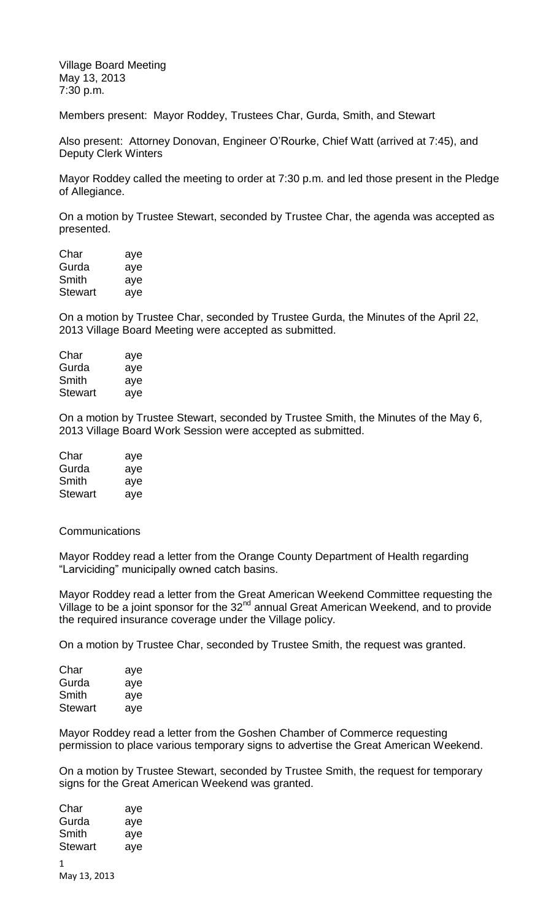Village Board Meeting
May 13, 2013
7:30 p.m.

Members present: Mayor Roddey, Trustees Char, Gurda, Smith, and Stewart

Also present: Attorney Donovan, Engineer O'Rourke, Chief Watt (arrived at 7:45), and Deputy Clerk Winters

Mayor Roddey called the meeting to order at 7:30 p.m. and led those present in the Pledge of Allegiance.

On a motion by Trustee Stewart, seconded by Trustee Char, the agenda was accepted as presented.

| | |
|---|---|
| Char | aye |
| Gurda | aye |
| Smith | aye |
| Stewart | aye |

On a motion by Trustee Char, seconded by Trustee Gurda, the Minutes of the April 22, 2013 Village Board Meeting were accepted as submitted.

| | |
|---|---|
| Char | aye |
| Gurda | aye |
| Smith | aye |
| Stewart | aye |

On a motion by Trustee Stewart, seconded by Trustee Smith, the Minutes of the May 6, 2013 Village Board Work Session were accepted as submitted.

| | |
|---|---|
| Char | aye |
| Gurda | aye |
| Smith | aye |
| Stewart | aye |

Communications

Mayor Roddey read a letter from the Orange County Department of Health regarding "Larviciding" municipally owned catch basins.

Mayor Roddey read a letter from the Great American Weekend Committee requesting the Village to be a joint sponsor for the 32nd annual Great American Weekend, and to provide the required insurance coverage under the Village policy.

On a motion by Trustee Char, seconded by Trustee Smith, the request was granted.

| | |
|---|---|
| Char | aye |
| Gurda | aye |
| Smith | aye |
| Stewart | aye |

Mayor Roddey read a letter from the Goshen Chamber of Commerce requesting permission to place various temporary signs to advertise the Great American Weekend.

On a motion by Trustee Stewart, seconded by Trustee Smith, the request for temporary signs for the Great American Weekend was granted.

| | |
|---|---|
| Char | aye |
| Gurda | aye |
| Smith | aye |
| Stewart | aye |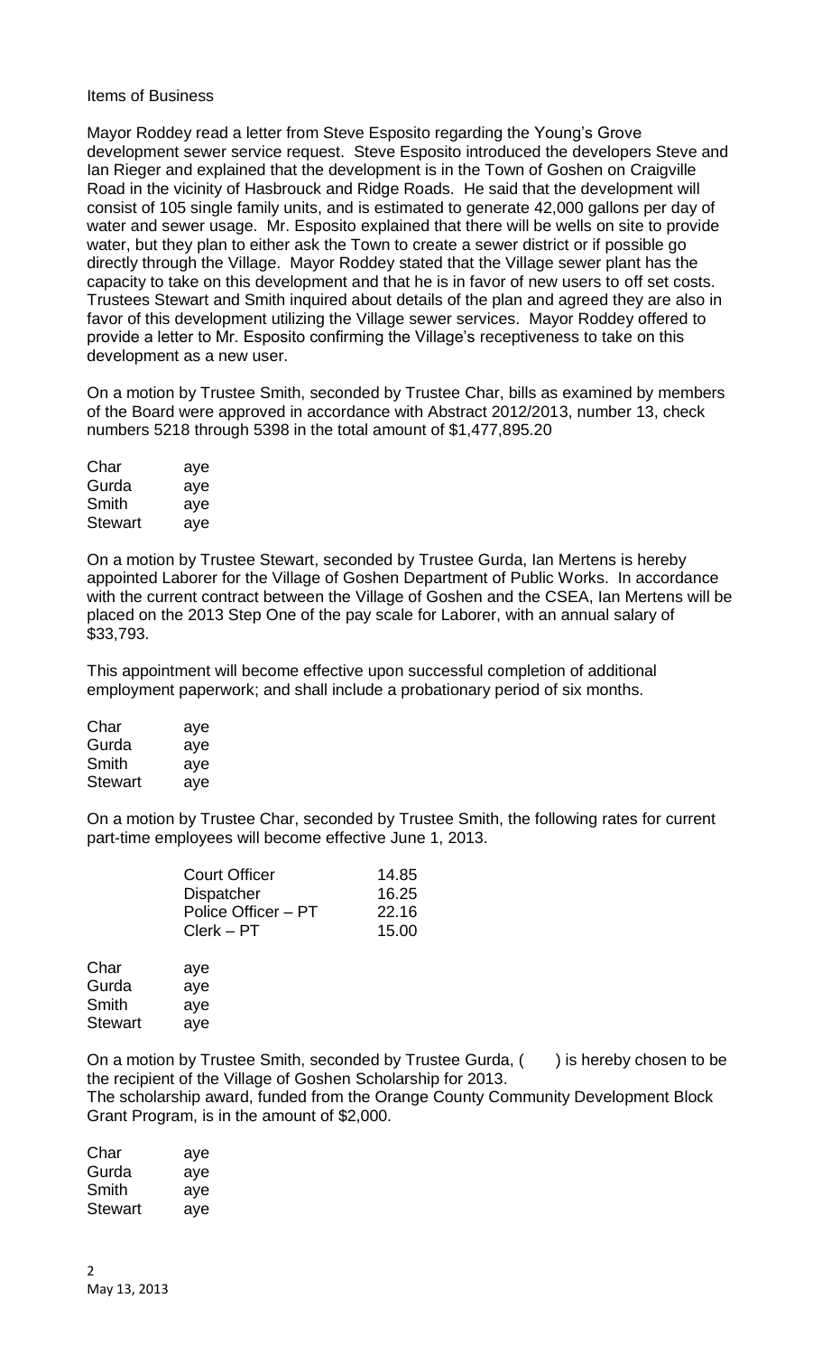Items of Business

Mayor Roddey read a letter from Steve Esposito regarding the Young's Grove development sewer service request. Steve Esposito introduced the developers Steve and Ian Rieger and explained that the development is in the Town of Goshen on Craigville Road in the vicinity of Hasbrouck and Ridge Roads. He said that the development will consist of 105 single family units, and is estimated to generate 42,000 gallons per day of water and sewer usage. Mr. Esposito explained that there will be wells on site to provide water, but they plan to either ask the Town to create a sewer district or if possible go directly through the Village. Mayor Roddey stated that the Village sewer plant has the capacity to take on this development and that he is in favor of new users to off set costs. Trustees Stewart and Smith inquired about details of the plan and agreed they are also in favor of this development utilizing the Village sewer services. Mayor Roddey offered to provide a letter to Mr. Esposito confirming the Village's receptiveness to take on this development as a new user.

On a motion by Trustee Smith, seconded by Trustee Char, bills as examined by members of the Board were approved in accordance with Abstract 2012/2013, number 13, check numbers 5218 through 5398 in the total amount of $1,477,895.20

| | |
|---|---|
| Char | aye |
| Gurda | aye |
| Smith | aye |
| Stewart | aye |

On a motion by Trustee Stewart, seconded by Trustee Gurda, Ian Mertens is hereby appointed Laborer for the Village of Goshen Department of Public Works. In accordance with the current contract between the Village of Goshen and the CSEA, Ian Mertens will be placed on the 2013 Step One of the pay scale for Laborer, with an annual salary of $33,793.

This appointment will become effective upon successful completion of additional employment paperwork; and shall include a probationary period of six months.

| | |
|---|---|
| Char | aye |
| Gurda | aye |
| Smith | aye |
| Stewart | aye |

On a motion by Trustee Char, seconded by Trustee Smith, the following rates for current part-time employees will become effective June 1, 2013.

| | |
|---|---|
| Court Officer | 14.85 |
| Dispatcher | 16.25 |
| Police Officer – PT | 22.16 |
| Clerk – PT | 15.00 |

| | |
|---|---|
| Char | aye |
| Gurda | aye |
| Smith | aye |
| Stewart | aye |

On a motion by Trustee Smith, seconded by Trustee Gurda, (     ) is hereby chosen to be the recipient of the Village of Goshen Scholarship for 2013.
The scholarship award, funded from the Orange County Community Development Block Grant Program, is in the amount of $2,000.

| | |
|---|---|
| Char | aye |
| Gurda | aye |
| Smith | aye |
| Stewart | aye |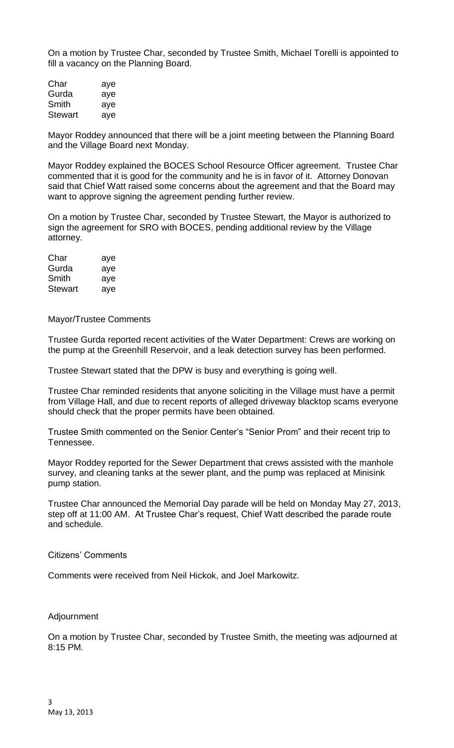On a motion by Trustee Char, seconded by Trustee Smith, Michael Torelli is appointed to fill a vacancy on the Planning Board.

| | |
|---|---|
| Char | aye |
| Gurda | aye |
| Smith | aye |
| Stewart | aye |

Mayor Roddey announced that there will be a joint meeting between the Planning Board and the Village Board next Monday.

Mayor Roddey explained the BOCES School Resource Officer agreement. Trustee Char commented that it is good for the community and he is in favor of it. Attorney Donovan said that Chief Watt raised some concerns about the agreement and that the Board may want to approve signing the agreement pending further review.

On a motion by Trustee Char, seconded by Trustee Stewart, the Mayor is authorized to sign the agreement for SRO with BOCES, pending additional review by the Village attorney.

| | |
|---|---|
| Char | aye |
| Gurda | aye |
| Smith | aye |
| Stewart | aye |

Mayor/Trustee Comments

Trustee Gurda reported recent activities of the Water Department: Crews are working on the pump at the Greenhill Reservoir, and a leak detection survey has been performed.

Trustee Stewart stated that the DPW is busy and everything is going well.

Trustee Char reminded residents that anyone soliciting in the Village must have a permit from Village Hall, and due to recent reports of alleged driveway blacktop scams everyone should check that the proper permits have been obtained.

Trustee Smith commented on the Senior Center's "Senior Prom" and their recent trip to Tennessee.

Mayor Roddey reported for the Sewer Department that crews assisted with the manhole survey, and cleaning tanks at the sewer plant, and the pump was replaced at Minisink pump station.

Trustee Char announced the Memorial Day parade will be held on Monday May 27, 2013, step off at 11:00 AM. At Trustee Char's request, Chief Watt described the parade route and schedule.

Citizens' Comments

Comments were received from Neil Hickok, and Joel Markowitz.

Adjournment

On a motion by Trustee Char, seconded by Trustee Smith, the meeting was adjourned at 8:15 PM.